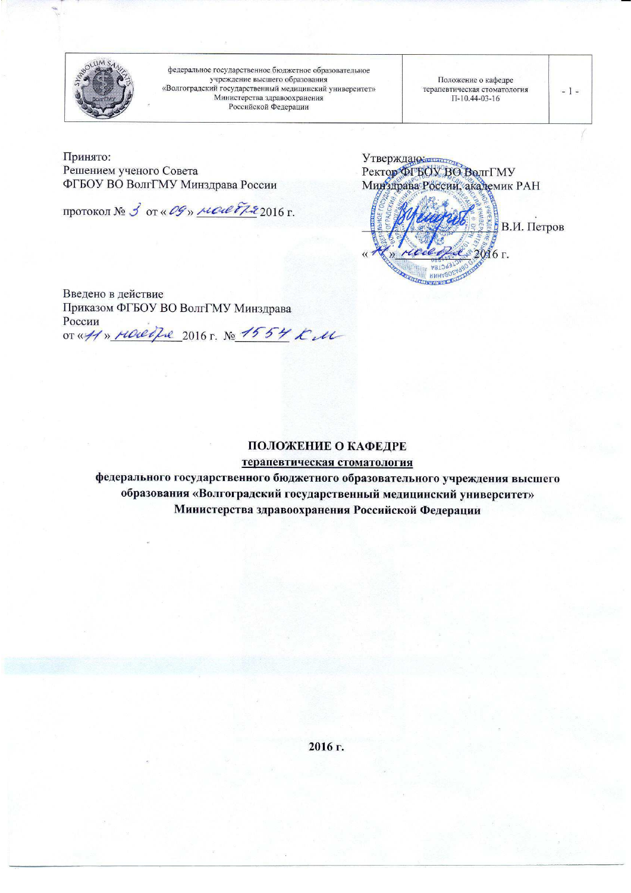| | федеральное государственное бюджетное образовательное учреждение высшего образования «Волгоградский государственный медицинский университет» Министерства здравоохранения Российской Федерации | Положение о кафедре терапевтическая стоматология П-10.44-03-16 | - 1 - |
|---|---|---|---|

Принято:
Решением ученого Совета
ФГБОУ ВО ВолгГМУ Минздрава России

протокол № 3 от « 09 » ноября 2016 г.

Утверждаю:
Ректор ФГБОУ ВО ВолгГМУ
Минздрава России, академик РАН

_______________ В.И. Петров

« 11 » ноября 2016 г.

Введено в действие
Приказом ФГБОУ ВО ВолгГМУ Минздрава России
от « 11 » ноября 2016 г. № 1554 КМ

**ПОЛОЖЕНИЕ О КАФЕДРЕ**

**терапевтическая стоматология**

**федерального государственного бюджетного образовательного учреждения высшего образования «Волгоградский государственный медицинский университет» Министерства здравоохранения Российской Федерации**

**2016 г.**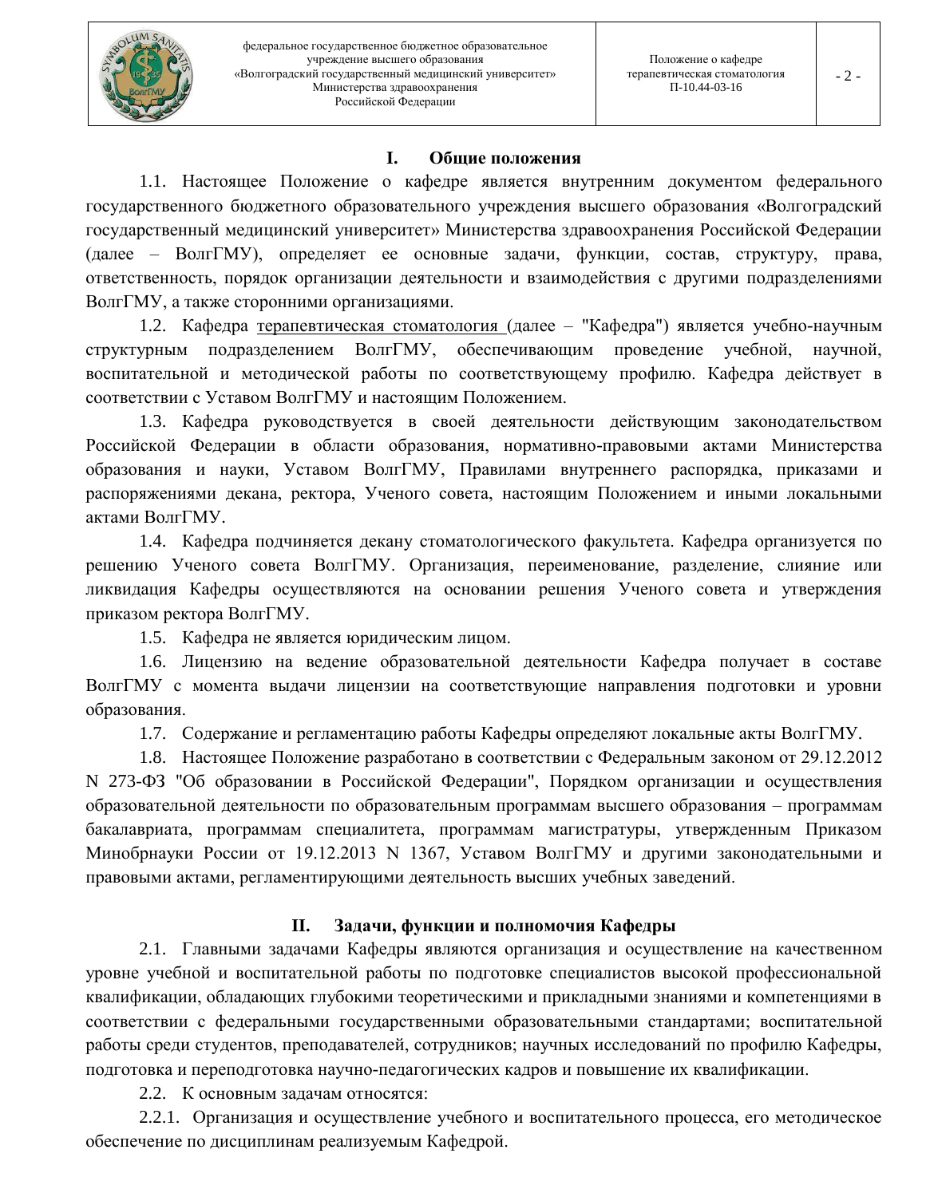## I. Общие положения

1.1. Настоящее Положение о кафедре является внутренним документом федерального государственного бюджетного образовательного учреждения высшего образования «Волгоградский государственный медицинский университет» Министерства здравоохранения Российской Федерации (далее – ВолгГМУ), определяет ее основные задачи, функции, состав, структуру, права, ответственность, порядок организации деятельности и взаимодействия с другими подразделениями ВолгГМУ, а также сторонними организациями.

1.2. Кафедра терапевтическая стоматология (далее – "Кафедра") является учебно-научным структурным подразделением ВолгГМУ, обеспечивающим проведение учебной, научной, воспитательной и методической работы по соответствующему профилю. Кафедра действует в соответствии с Уставом ВолгГМУ и настоящим Положением.

1.3. Кафедра руководствуется в своей деятельности действующим законодательством Российской Федерации в области образования, нормативно-правовыми актами Министерства образования и науки, Уставом ВолгГМУ, Правилами внутреннего распорядка, приказами и распоряжениями декана, ректора, Ученого совета, настоящим Положением и иными локальными актами ВолгГМУ.

1.4. Кафедра подчиняется декану стоматологического факультета. Кафедра организуется по решению Ученого совета ВолгГМУ. Организация, переименование, разделение, слияние или ликвидация Кафедры осуществляются на основании решения Ученого совета и утверждения приказом ректора ВолгГМУ.

1.5. Кафедра не является юридическим лицом.

1.6. Лицензию на ведение образовательной деятельности Кафедра получает в составе ВолгГМУ с момента выдачи лицензии на соответствующие направления подготовки и уровни образования.

1.7. Содержание и регламентацию работы Кафедры определяют локальные акты ВолгГМУ.

1.8. Настоящее Положение разработано в соответствии с Федеральным законом от 29.12.2012 N 273-ФЗ "Об образовании в Российской Федерации", Порядком организации и осуществления образовательной деятельности по образовательным программам высшего образования – программам бакалавриата, программам специалитета, программам магистратуры, утвержденным Приказом Минобрнауки России от 19.12.2013 N 1367, Уставом ВолгГМУ и другими законодательными и правовыми актами, регламентирующими деятельность высших учебных заведений.

## II. Задачи, функции и полномочия Кафедры

2.1. Главными задачами Кафедры являются организация и осуществление на качественном уровне учебной и воспитательной работы по подготовке специалистов высокой профессиональной квалификации, обладающих глубокими теоретическими и прикладными знаниями и компетенциями в соответствии с федеральными государственными образовательными стандартами; воспитательной работы среди студентов, преподавателей, сотрудников; научных исследований по профилю Кафедры, подготовка и переподготовка научно-педагогических кадров и повышение их квалификации.

2.2. К основным задачам относятся:

2.2.1. Организация и осуществление учебного и воспитательного процесса, его методическое обеспечение по дисциплинам реализуемым Кафедрой.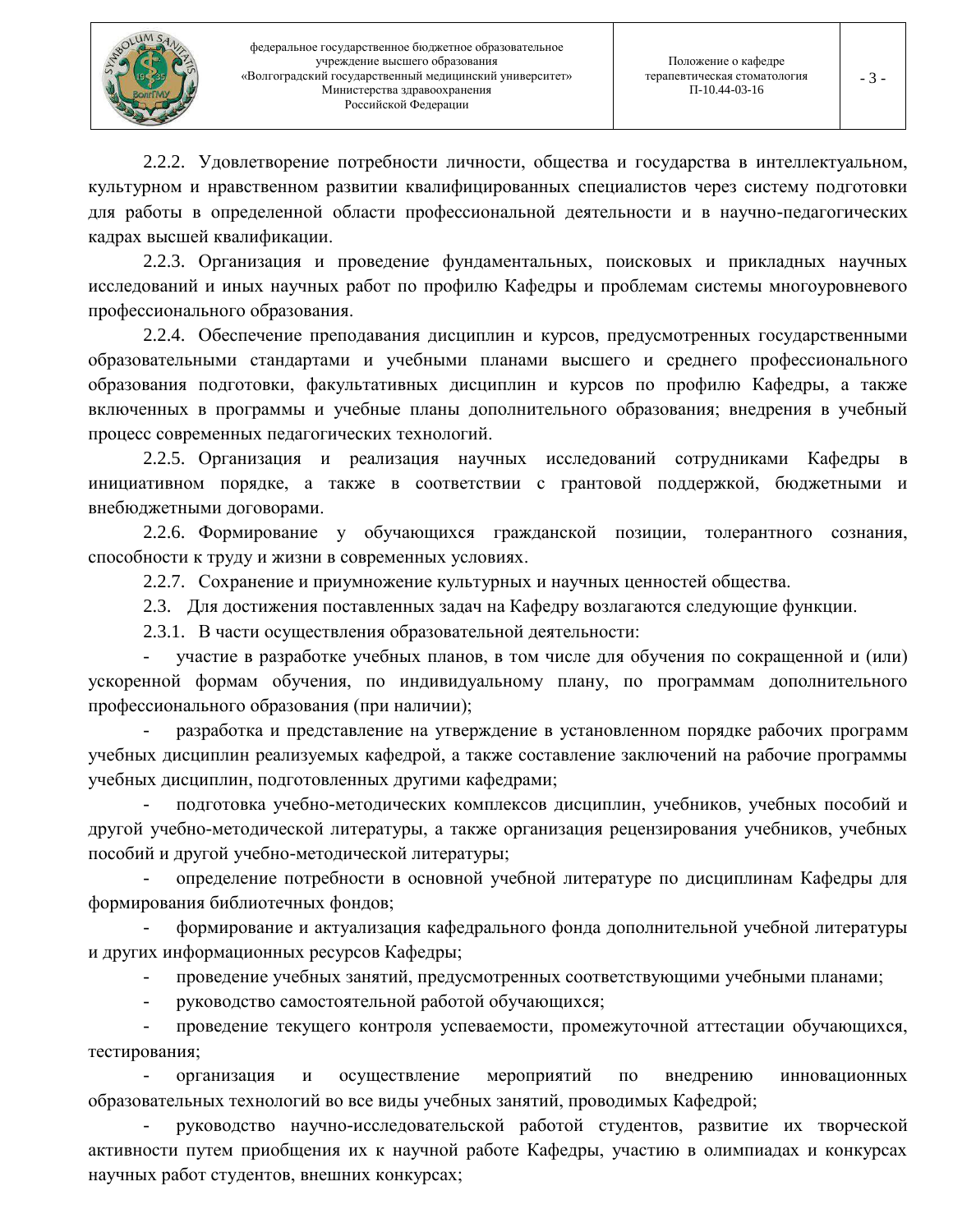2.2.2. Удовлетворение потребности личности, общества и государства в интеллектуальном, культурном и нравственном развитии квалифицированных специалистов через систему подготовки для работы в определенной области профессиональной деятельности и в научно-педагогических кадрах высшей квалификации.

2.2.3. Организация и проведение фундаментальных, поисковых и прикладных научных исследований и иных научных работ по профилю Кафедры и проблемам системы многоуровневого профессионального образования.

2.2.4. Обеспечение преподавания дисциплин и курсов, предусмотренных государственными образовательными стандартами и учебными планами высшего и среднего профессионального образования подготовки, факультативных дисциплин и курсов по профилю Кафедры, а также включенных в программы и учебные планы дополнительного образования; внедрения в учебный процесс современных педагогических технологий.

2.2.5. Организация и реализация научных исследований сотрудниками Кафедры в инициативном порядке, а также в соответствии с грантовой поддержкой, бюджетными и внебюджетными договорами.

2.2.6. Формирование у обучающихся гражданской позиции, толерантного сознания, способности к труду и жизни в современных условиях.

2.2.7. Сохранение и приумножение культурных и научных ценностей общества.

2.3. Для достижения поставленных задач на Кафедру возлагаются следующие функции.

2.3.1. В части осуществления образовательной деятельности:

- участие в разработке учебных планов, в том числе для обучения по сокращенной и (или) ускоренной формам обучения, по индивидуальному плану, по программам дополнительного профессионального образования (при наличии);
- разработка и представление на утверждение в установленном порядке рабочих программ учебных дисциплин реализуемых кафедрой, а также составление заключений на рабочие программы учебных дисциплин, подготовленных другими кафедрами;
- подготовка учебно-методических комплексов дисциплин, учебников, учебных пособий и другой учебно-методической литературы, а также организация рецензирования учебников, учебных пособий и другой учебно-методической литературы;
- определение потребности в основной учебной литературе по дисциплинам Кафедры для формирования библиотечных фондов;
- формирование и актуализация кафедрального фонда дополнительной учебной литературы и других информационных ресурсов Кафедры;
- проведение учебных занятий, предусмотренных соответствующими учебными планами;
- руководство самостоятельной работой обучающихся;
- проведение текущего контроля успеваемости, промежуточной аттестации обучающихся, тестирования;
- организация и осуществление мероприятий по внедрению инновационных образовательных технологий во все виды учебных занятий, проводимых Кафедрой;
- руководство научно-исследовательской работой студентов, развитие их творческой активности путем приобщения их к научной работе Кафедры, участию в олимпиадах и конкурсах научных работ студентов, внешних конкурсах;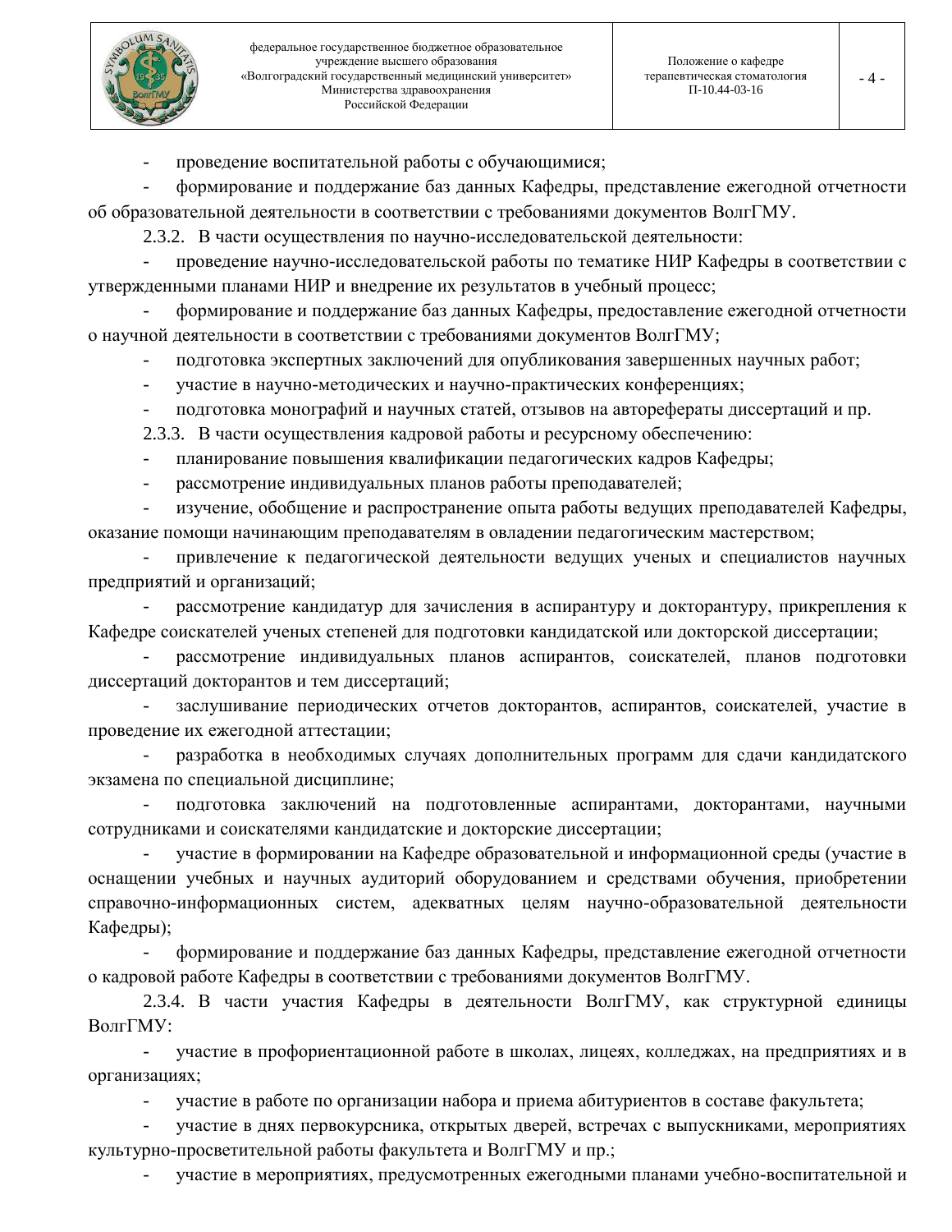- проведение воспитательной работы с обучающимися;
- формирование и поддержание баз данных Кафедры, представление ежегодной отчетности об образовательной деятельности в соответствии с требованиями документов ВолгГМУ.

2.3.2. В части осуществления по научно-исследовательской деятельности:

- проведение научно-исследовательской работы по тематике НИР Кафедры в соответствии с утвержденными планами НИР и внедрение их результатов в учебный процесс;
- формирование и поддержание баз данных Кафедры, предоставление ежегодной отчетности о научной деятельности в соответствии с требованиями документов ВолгГМУ;
- подготовка экспертных заключений для опубликования завершенных научных работ;
- участие в научно-методических и научно-практических конференциях;
- подготовка монографий и научных статей, отзывов на авторефераты диссертаций и пр.

2.3.3. В части осуществления кадровой работы и ресурсному обеспечению:

- планирование повышения квалификации педагогических кадров Кафедры;
- рассмотрение индивидуальных планов работы преподавателей;
- изучение, обобщение и распространение опыта работы ведущих преподавателей Кафедры, оказание помощи начинающим преподавателям в овладении педагогическим мастерством;
- привлечение к педагогической деятельности ведущих ученых и специалистов научных предприятий и организаций;
- рассмотрение кандидатур для зачисления в аспирантуру и докторантуру, прикрепления к Кафедре соискателей ученых степеней для подготовки кандидатской или докторской диссертации;
- рассмотрение индивидуальных планов аспирантов, соискателей, планов подготовки диссертаций докторантов и тем диссертаций;
- заслушивание периодических отчетов докторантов, аспирантов, соискателей, участие в проведение их ежегодной аттестации;
- разработка в необходимых случаях дополнительных программ для сдачи кандидатского экзамена по специальной дисциплине;
- подготовка заключений на подготовленные аспирантами, докторантами, научными сотрудниками и соискателями кандидатские и докторские диссертации;
- участие в формировании на Кафедре образовательной и информационной среды (участие в оснащении учебных и научных аудиторий оборудованием и средствами обучения, приобретении справочно-информационных систем, адекватных целям научно-образовательной деятельности Кафедры);
- формирование и поддержание баз данных Кафедры, представление ежегодной отчетности о кадровой работе Кафедры в соответствии с требованиями документов ВолгГМУ.

2.3.4. В части участия Кафедры в деятельности ВолгГМУ, как структурной единицы ВолгГМУ:

- участие в профориентационной работе в школах, лицеях, колледжах, на предприятиях и в организациях;
- участие в работе по организации набора и приема абитуриентов в составе факультета;
- участие в днях первокурсника, открытых дверей, встречах с выпускниками, мероприятиях культурно-просветительной работы факультета и ВолгГМУ и пр.;
- участие в мероприятиях, предусмотренных ежегодными планами учебно-воспитательной и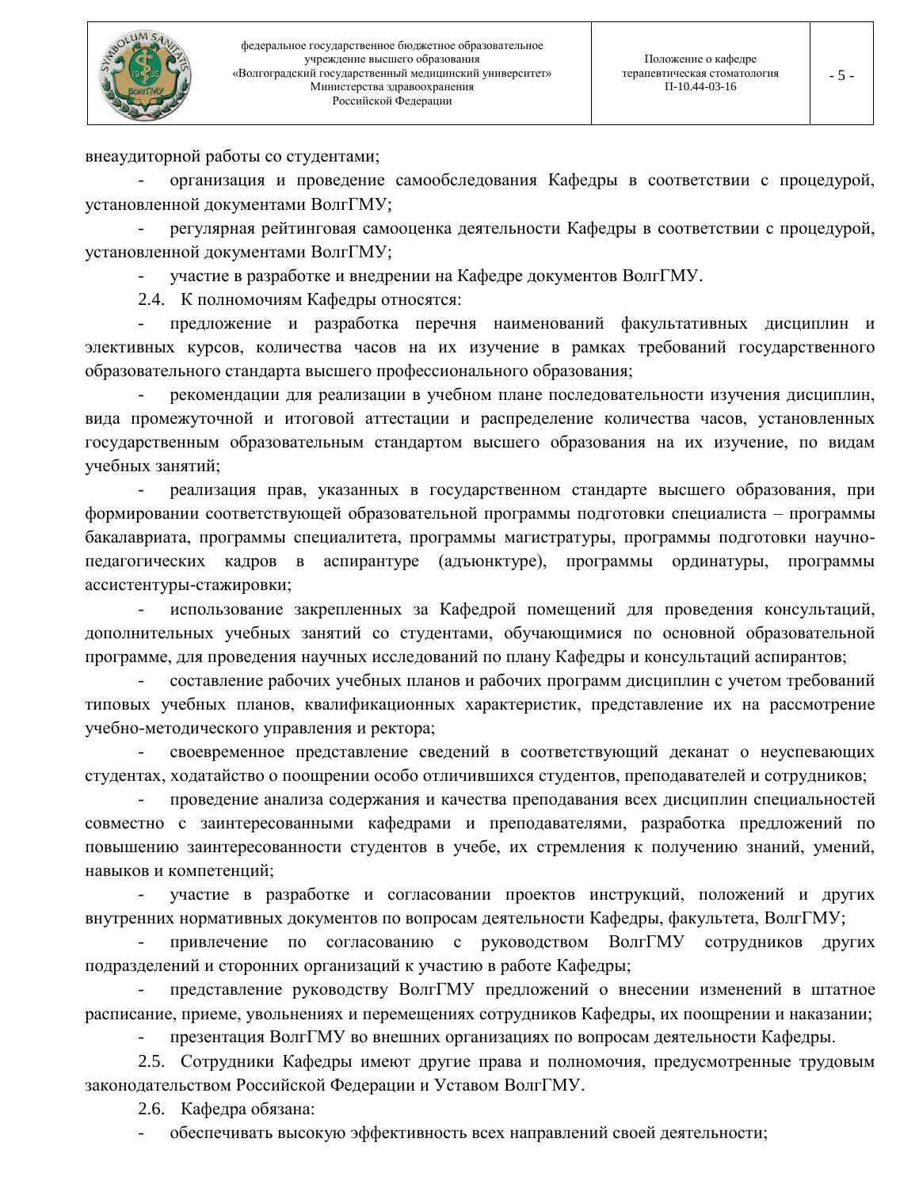внеаудиторной работы со студентами;

- организация и проведение самообследования Кафедры в соответствии с процедурой, установленной документами ВолгГМУ;
- регулярная рейтинговая самооценка деятельности Кафедры в соответствии с процедурой, установленной документами ВолгГМУ;
- участие в разработке и внедрении на Кафедре документов ВолгГМУ.

2.4. К полномочиям Кафедры относятся:

- предложение и разработка перечня наименований факультативных дисциплин и элективных курсов, количества часов на их изучение в рамках требований государственного образовательного стандарта высшего профессионального образования;
- рекомендации для реализации в учебном плане последовательности изучения дисциплин, вида промежуточной и итоговой аттестации и распределение количества часов, установленных государственным образовательным стандартом высшего образования на их изучение, по видам учебных занятий;
- реализация прав, указанных в государственном стандарте высшего образования, при формировании соответствующей образовательной программы подготовки специалиста – программы бакалавриата, программы специалитета, программы магистратуры, программы подготовки научно-педагогических кадров в аспирантуре (адъюнктуре), программы ординатуры, программы ассистентуры-стажировки;
- использование закрепленных за Кафедрой помещений для проведения консультаций, дополнительных учебных занятий со студентами, обучающимися по основной образовательной программе, для проведения научных исследований по плану Кафедры и консультаций аспирантов;
- составление рабочих учебных планов и рабочих программ дисциплин с учетом требований типовых учебных планов, квалификационных характеристик, представление их на рассмотрение учебно-методического управления и ректора;
- своевременное представление сведений в соответствующий деканат о неуспевающих студентах, ходатайство о поощрении особо отличившихся студентов, преподавателей и сотрудников;
- проведение анализа содержания и качества преподавания всех дисциплин специальностей совместно с заинтересованными кафедрами и преподавателями, разработка предложений по повышению заинтересованности студентов в учебе, их стремления к получению знаний, умений, навыков и компетенций;
- участие в разработке и согласовании проектов инструкций, положений и других внутренних нормативных документов по вопросам деятельности Кафедры, факультета, ВолгГМУ;
- привлечение по согласованию с руководством ВолгГМУ сотрудников других подразделений и сторонних организаций к участию в работе Кафедры;
- представление руководству ВолгГМУ предложений о внесении изменений в штатное расписание, приеме, увольнениях и перемещениях сотрудников Кафедры, их поощрении и наказании;
- презентация ВолгГМУ во внешних организациях по вопросам деятельности Кафедры.

2.5. Сотрудники Кафедры имеют другие права и полномочия, предусмотренные трудовым законодательством Российской Федерации и Уставом ВолгГМУ.

2.6. Кафедра обязана:

- обеспечивать высокую эффективность всех направлений своей деятельности;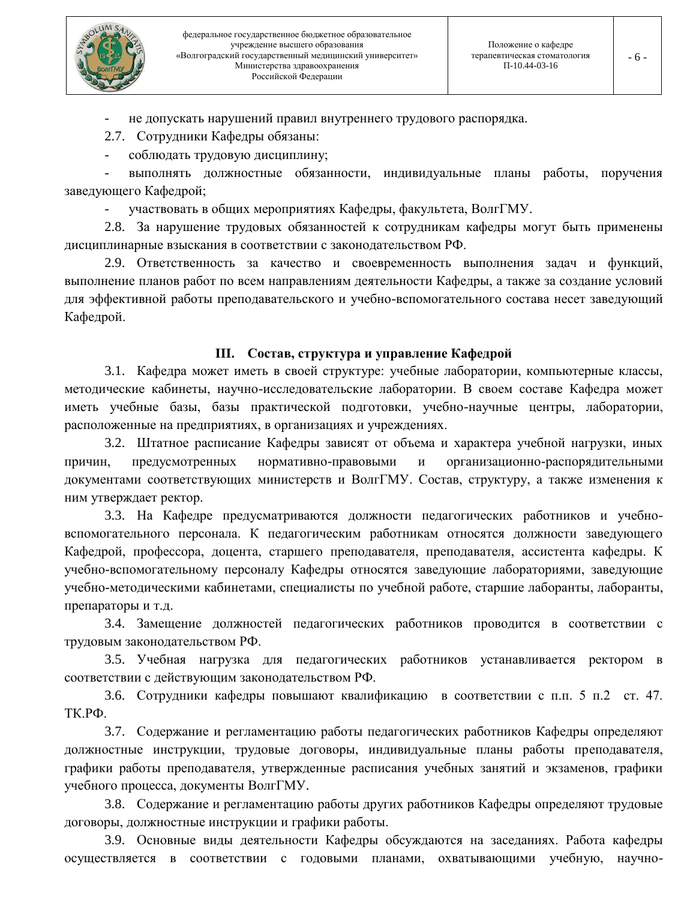- не допускать нарушений правил внутреннего трудового распорядка.

2.7. Сотрудники Кафедры обязаны:

- соблюдать трудовую дисциплину;
- выполнять должностные обязанности, индивидуальные планы работы, поручения заведующего Кафедрой;
- участвовать в общих мероприятиях Кафедры, факультета, ВолгГМУ.

2.8. За нарушение трудовых обязанностей к сотрудникам кафедры могут быть применены дисциплинарные взыскания в соответствии с законодательством РФ.

2.9. Ответственность за качество и своевременность выполнения задач и функций, выполнение планов работ по всем направлениям деятельности Кафедры, а также за создание условий для эффективной работы преподавательского и учебно-вспомогательного состава несет заведующий Кафедрой.

## III. Состав, структура и управление Кафедрой

3.1. Кафедра может иметь в своей структуре: учебные лаборатории, компьютерные классы, методические кабинеты, научно-исследовательские лаборатории. В своем составе Кафедра может иметь учебные базы, базы практической подготовки, учебно-научные центры, лаборатории, расположенные на предприятиях, в организациях и учреждениях.

3.2. Штатное расписание Кафедры зависят от объема и характера учебной нагрузки, иных причин, предусмотренных нормативно-правовыми и организационно-распорядительными документами соответствующих министерств и ВолгГМУ. Состав, структуру, а также изменения к ним утверждает ректор.

3.3. На Кафедре предусматриваются должности педагогических работников и учебно-вспомогательного персонала. К педагогическим работникам относятся должности заведующего Кафедрой, профессора, доцента, старшего преподавателя, преподавателя, ассистента кафедры. К учебно-вспомогательному персоналу Кафедры относятся заведующие лабораториями, заведующие учебно-методическими кабинетами, специалисты по учебной работе, старшие лаборанты, лаборанты, препараторы и т.д.

3.4. Замещение должностей педагогических работников проводится в соответствии с трудовым законодательством РФ.

3.5. Учебная нагрузка для педагогических работников устанавливается ректором в соответствии с действующим законодательством РФ.

3.6. Сотрудники кафедры повышают квалификацию в соответствии с п.п. 5 п.2 ст. 47. ТК.РФ.

3.7. Содержание и регламентацию работы педагогических работников Кафедры определяют должностные инструкции, трудовые договоры, индивидуальные планы работы преподавателя, графики работы преподавателя, утвержденные расписания учебных занятий и экзаменов, графики учебного процесса, документы ВолгГМУ.

3.8. Содержание и регламентацию работы других работников Кафедры определяют трудовые договоры, должностные инструкции и графики работы.

3.9. Основные виды деятельности Кафедры обсуждаются на заседаниях. Работа кафедры осуществляется в соответствии с годовыми планами, охватывающими учебную, научно-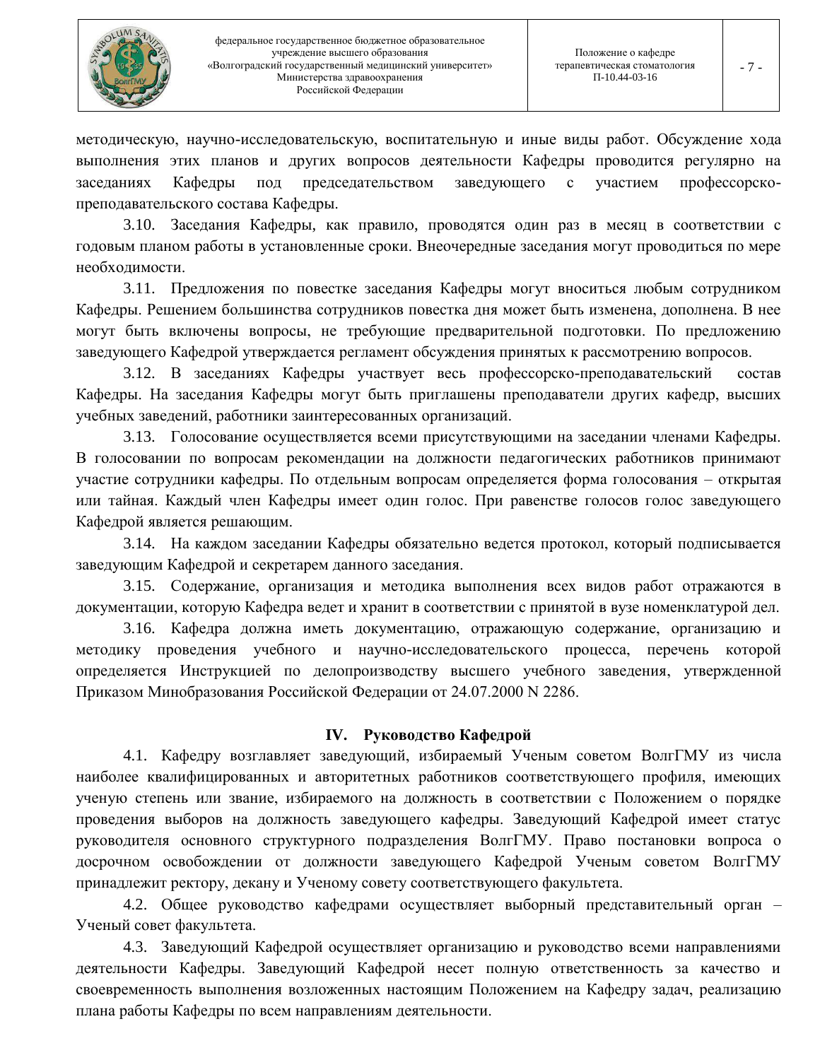методическую, научно-исследовательскую, воспитательную и иные виды работ. Обсуждение хода выполнения этих планов и других вопросов деятельности Кафедры проводится регулярно на заседаниях Кафедры под председательством заведующего с участием профессорско-преподавательского состава Кафедры.

3.10. Заседания Кафедры, как правило, проводятся один раз в месяц в соответствии с годовым планом работы в установленные сроки. Внеочередные заседания могут проводиться по мере необходимости.

3.11. Предложения по повестке заседания Кафедры могут вноситься любым сотрудником Кафедры. Решением большинства сотрудников повестка дня может быть изменена, дополнена. В нее могут быть включены вопросы, не требующие предварительной подготовки. По предложению заведующего Кафедрой утверждается регламент обсуждения принятых к рассмотрению вопросов.

3.12. В заседаниях Кафедры участвует весь профессорско-преподавательский состав Кафедры. На заседания Кафедры могут быть приглашены преподаватели других кафедр, высших учебных заведений, работники заинтересованных организаций.

3.13. Голосование осуществляется всеми присутствующими на заседании членами Кафедры. В голосовании по вопросам рекомендации на должности педагогических работников принимают участие сотрудники кафедры. По отдельным вопросам определяется форма голосования – открытая или тайная. Каждый член Кафедры имеет один голос. При равенстве голосов голос заведующего Кафедрой является решающим.

3.14. На каждом заседании Кафедры обязательно ведется протокол, который подписывается заведующим Кафедрой и секретарем данного заседания.

3.15. Содержание, организация и методика выполнения всех видов работ отражаются в документации, которую Кафедра ведет и хранит в соответствии с принятой в вузе номенклатурой дел.

3.16. Кафедра должна иметь документацию, отражающую содержание, организацию и методику проведения учебного и научно-исследовательского процесса, перечень которой определяется Инструкцией по делопроизводству высшего учебного заведения, утвержденной Приказом Минобразования Российской Федерации от 24.07.2000 N 2286.

## IV. Руководство Кафедрой

4.1. Кафедру возглавляет заведующий, избираемый Ученым советом ВолгГМУ из числа наиболее квалифицированных и авторитетных работников соответствующего профиля, имеющих ученую степень или звание, избираемого на должность в соответствии с Положением о порядке проведения выборов на должность заведующего кафедры. Заведующий Кафедрой имеет статус руководителя основного структурного подразделения ВолгГМУ. Право постановки вопроса о досрочном освобождении от должности заведующего Кафедрой Ученым советом ВолгГМУ принадлежит ректору, декану и Ученому совету соответствующего факультета.

4.2. Общее руководство кафедрами осуществляет выборный представительный орган – Ученый совет факультета.

4.3. Заведующий Кафедрой осуществляет организацию и руководство всеми направлениями деятельности Кафедры. Заведующий Кафедрой несет полную ответственность за качество и своевременность выполнения возложенных настоящим Положением на Кафедру задач, реализацию плана работы Кафедры по всем направлениям деятельности.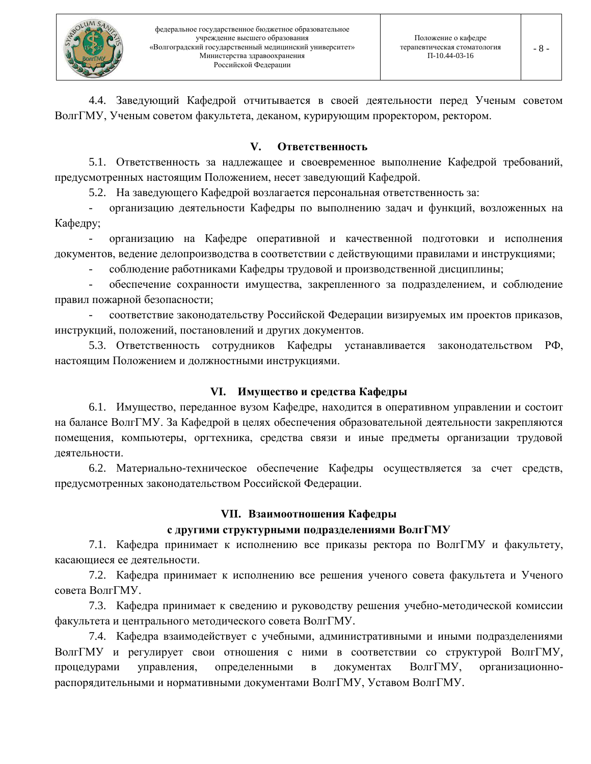4.4. Заведующий Кафедрой отчитывается в своей деятельности перед Ученым советом ВолгГМУ, Ученым советом факультета, деканом, курирующим проректором, ректором.

## V. Ответственность

5.1. Ответственность за надлежащее и своевременное выполнение Кафедрой требований, предусмотренных настоящим Положением, несет заведующий Кафедрой.

5.2. На заведующего Кафедрой возлагается персональная ответственность за:

- организацию деятельности Кафедры по выполнению задач и функций, возложенных на Кафедру;
- организацию на Кафедре оперативной и качественной подготовки и исполнения документов, ведение делопроизводства в соответствии с действующими правилами и инструкциями;
- соблюдение работниками Кафедры трудовой и производственной дисциплины;
- обеспечение сохранности имущества, закрепленного за подразделением, и соблюдение правил пожарной безопасности;
- соответствие законодательству Российской Федерации визируемых им проектов приказов, инструкций, положений, постановлений и других документов.

5.3. Ответственность сотрудников Кафедры устанавливается законодательством РФ, настоящим Положением и должностными инструкциями.

## VI. Имущество и средства Кафедры

6.1. Имущество, переданное вузом Кафедре, находится в оперативном управлении и состоит на балансе ВолгГМУ. За Кафедрой в целях обеспечения образовательной деятельности закрепляются помещения, компьютеры, оргтехника, средства связи и иные предметы организации трудовой деятельности.

6.2. Материально-техническое обеспечение Кафедры осуществляется за счет средств, предусмотренных законодательством Российской Федерации.

## VII. Взаимоотношения Кафедры с другими структурными подразделениями ВолгГМУ

7.1. Кафедра принимает к исполнению все приказы ректора по ВолгГМУ и факультету, касающиеся ее деятельности.

7.2. Кафедра принимает к исполнению все решения ученого совета факультета и Ученого совета ВолгГМУ.

7.3. Кафедра принимает к сведению и руководству решения учебно-методической комиссии факультета и центрального методического совета ВолгГМУ.

7.4. Кафедра взаимодействует с учебными, административными и иными подразделениями ВолгГМУ и регулирует свои отношения с ними в соответствии со структурой ВолгГМУ, процедурами управления, определенными в документах ВолгГМУ, организационно-распорядительными и нормативными документами ВолгГМУ, Уставом ВолгГМУ.